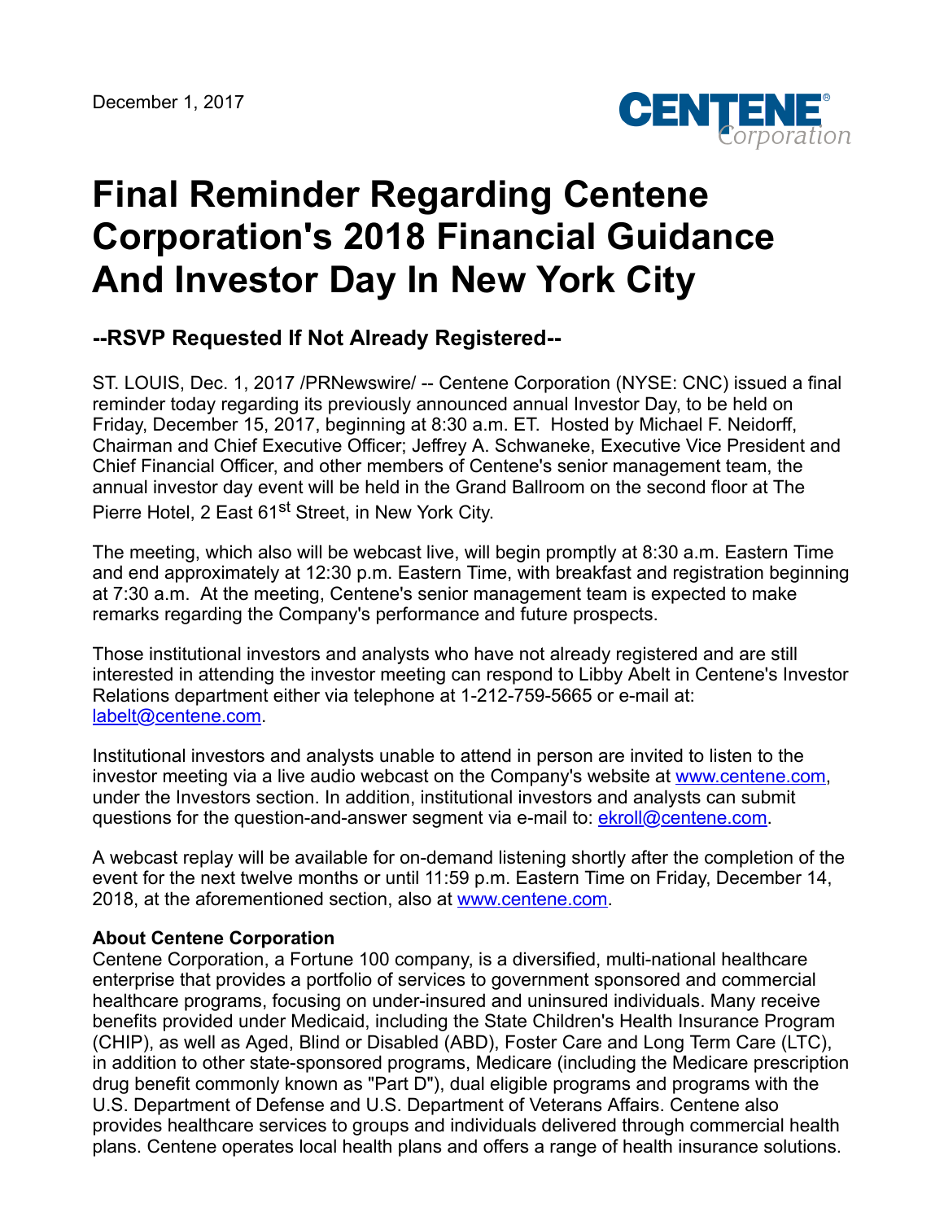December 1, 2017

# Final Reminder Regarding Centene Corporation's 2018 Financial Guidance And Investor Day In New York City

## --RSVP Requested If Not Already Registered--

ST. LOUIS, Dec. 1, 2017 /PRNewswire/ -- Centene Corporation (NYSE: CNC) issued a final reminder today regarding its previously announced annual Investor Day, to be held on Friday, December 15, 2017, beginning at 8:30 a.m. ET. Hosted by Michael F. Neidorff, Chairman and Chief Executive Officer; Jeffrey A. Schwaneke, Executive Vice President and Chief Financial Officer, and other members of Centene's senior management team, the annual investor day event will be held in the Grand Ballroom on the second floor at The Pierre Hotel, 2 East 61st Street, in New York City.

The meeting, which also will be webcast live, will begin promptly at 8:30 a.m. Eastern Time and end approximately at 12:30 p.m. Eastern Time, with breakfast and registration beginning at 7:30 a.m. At the meeting, Centene's senior management team is expected to make remarks regarding the Company's performance and future prospects.

Those institutional investors and analysts who have not already registered and are still interested in attending the investor meeting can respond to Libby Abelt in Centene's Investor Relations department either via telephone at 1-212-759-5665 or e-mail at: labelt@centene.com.

Institutional investors and analysts unable to attend in person are invited to listen to the investor meeting via a live audio webcast on the Company's website at www.centene.com, under the Investors section. In addition, institutional investors and analysts can submit questions for the question-and-answer segment via e-mail to: ekroll@centene.com.

A webcast replay will be available for on-demand listening shortly after the completion of the event for the next twelve months or until 11:59 p.m. Eastern Time on Friday, December 14, 2018, at the aforementioned section, also at www.centene.com.

**About Centene Corporation**
Centene Corporation, a Fortune 100 company, is a diversified, multi-national healthcare enterprise that provides a portfolio of services to government sponsored and commercial healthcare programs, focusing on under-insured and uninsured individuals. Many receive benefits provided under Medicaid, including the State Children's Health Insurance Program (CHIP), as well as Aged, Blind or Disabled (ABD), Foster Care and Long Term Care (LTC), in addition to other state-sponsored programs, Medicare (including the Medicare prescription drug benefit commonly known as "Part D"), dual eligible programs and programs with the U.S. Department of Defense and U.S. Department of Veterans Affairs. Centene also provides healthcare services to groups and individuals delivered through commercial health plans. Centene operates local health plans and offers a range of health insurance solutions.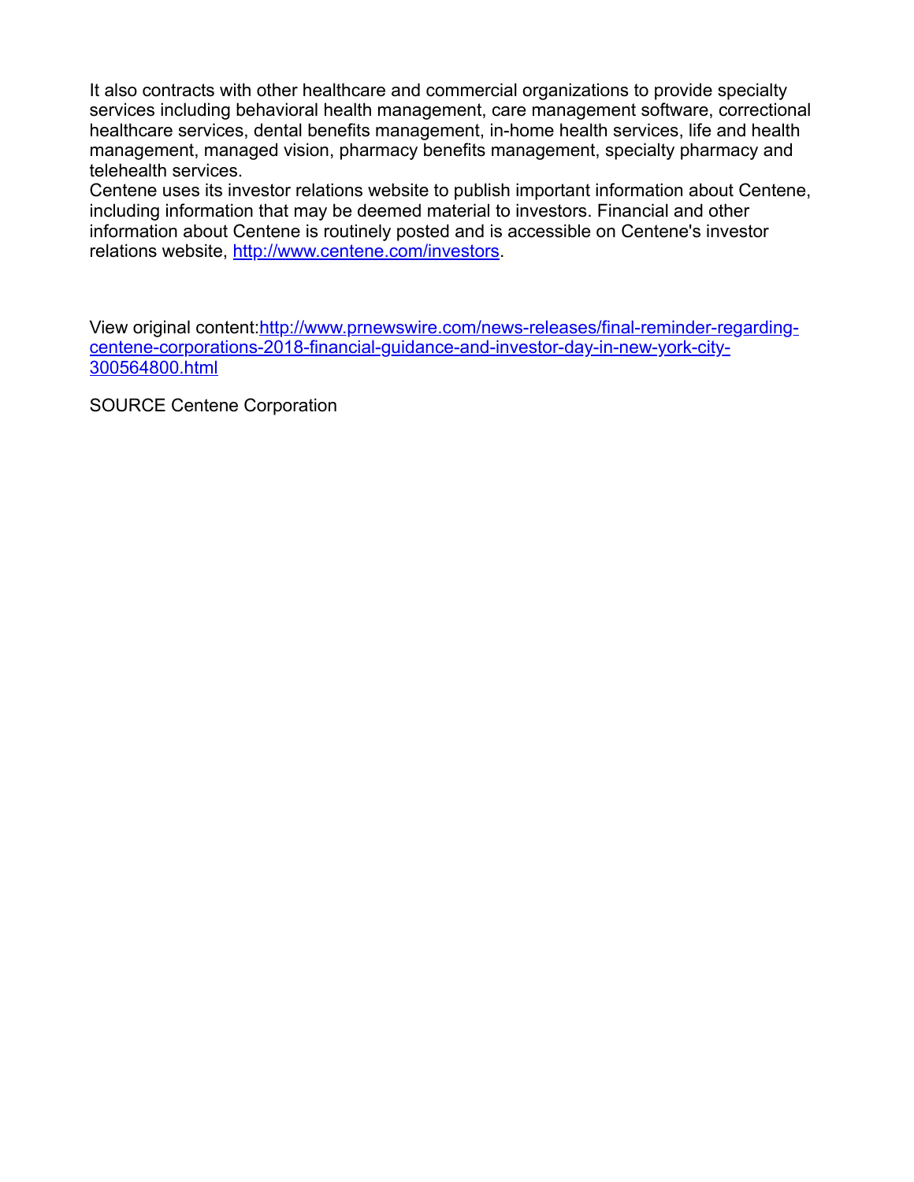It also contracts with other healthcare and commercial organizations to provide specialty services including behavioral health management, care management software, correctional healthcare services, dental benefits management, in-home health services, life and health management, managed vision, pharmacy benefits management, specialty pharmacy and telehealth services.
Centene uses its investor relations website to publish important information about Centene, including information that may be deemed material to investors. Financial and other information about Centene is routinely posted and is accessible on Centene's investor relations website, [http://www.centene.com/investors](http://www.centene.com/investors).

View original content:[http://www.prnewswire.com/news-releases/final-reminder-regarding-centene-corporations-2018-financial-guidance-and-investor-day-in-new-york-city-300564800.html](http://www.prnewswire.com/news-releases/final-reminder-regarding-centene-corporations-2018-financial-guidance-and-investor-day-in-new-york-city-300564800.html)

SOURCE Centene Corporation